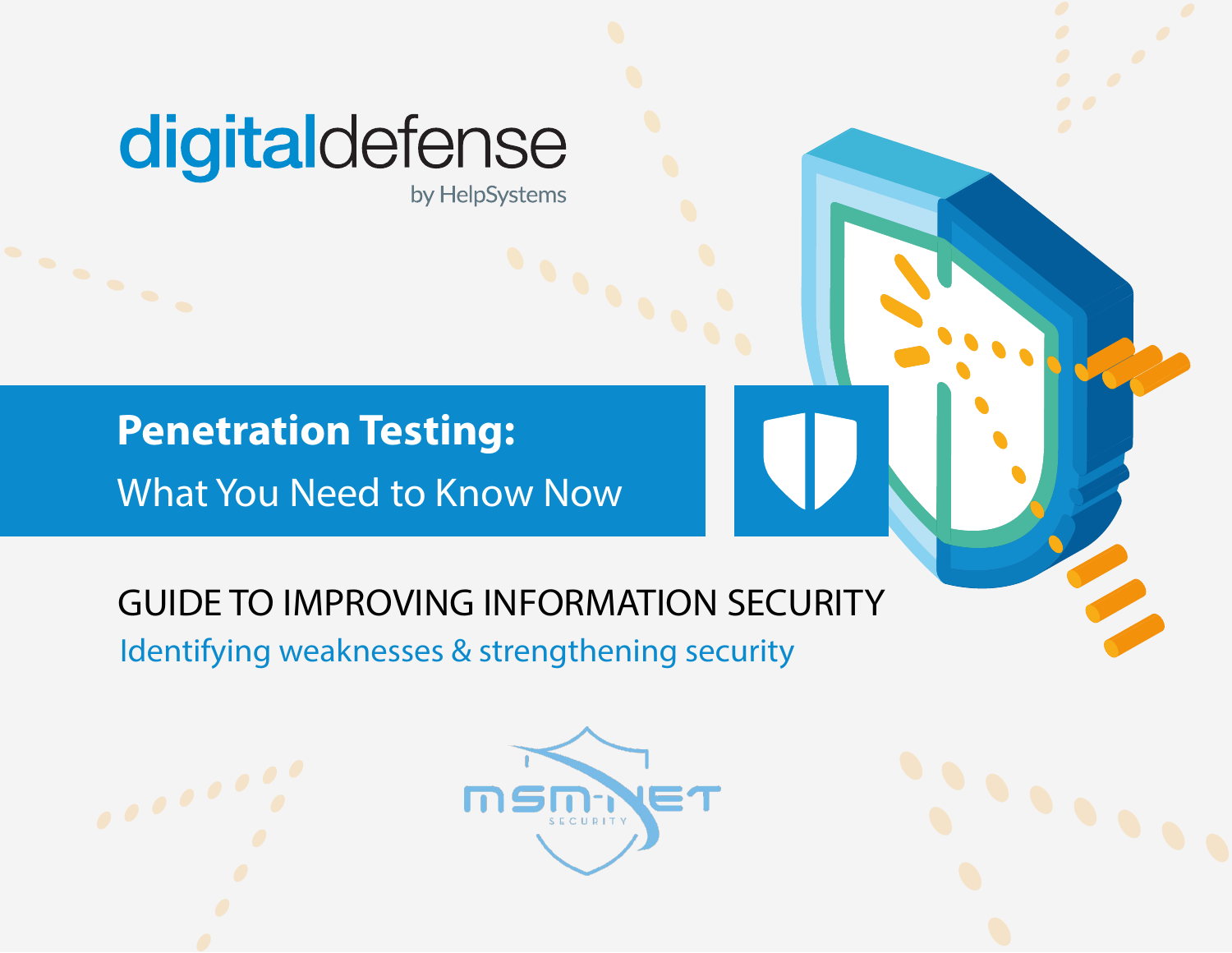digitaldefense

by HelpSystems

# Penetration Testing:

## What You Need to Know Now

GUIDE TO IMPROVING INFORMATION SECURITY

Identifying weaknesses & strengthening security

MSM-NET SECURITY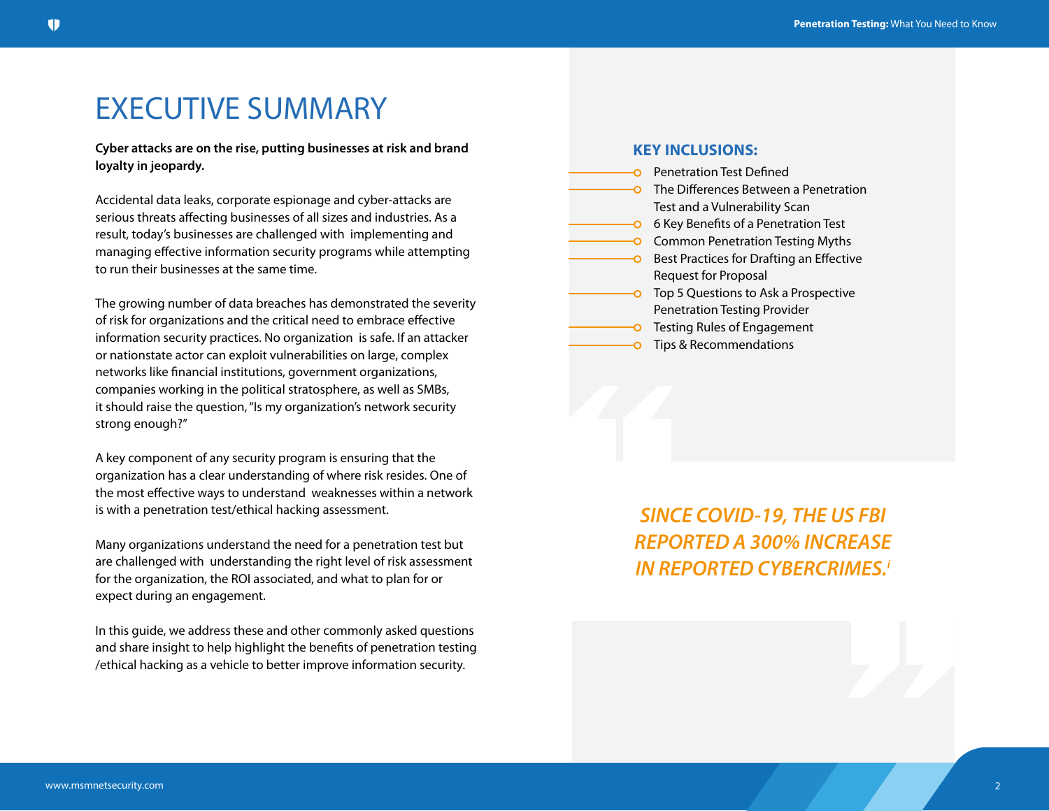# EXECUTIVE SUMMARY

**Cyber attacks are on the rise, putting businesses at risk and brand loyalty in jeopardy.**

Accidental data leaks, corporate espionage and cyber-attacks are serious threats affecting businesses of all sizes and industries. As a result, today's businesses are challenged with implementing and managing effective information security programs while attempting to run their businesses at the same time.

The growing number of data breaches has demonstrated the severity of risk for organizations and the critical need to embrace effective information security practices. No organization is safe. If an attacker or nationstate actor can exploit vulnerabilities on large, complex networks like financial institutions, government organizations, companies working in the political stratosphere, as well as SMBs, it should raise the question, "Is my organization's network security strong enough?"

A key component of any security program is ensuring that the organization has a clear understanding of where risk resides. One of the most effective ways to understand weaknesses within a network is with a penetration test/ethical hacking assessment.

Many organizations understand the need for a penetration test but are challenged with understanding the right level of risk assessment for the organization, the ROI associated, and what to plan for or expect during an engagement.

In this guide, we address these and other commonly asked questions and share insight to help highlight the benefits of penetration testing /ethical hacking as a vehicle to better improve information security.

**KEY INCLUSIONS:**

- Penetration Test Defined
- The Differences Between a Penetration Test and a Vulnerability Scan
- 6 Key Benefits of a Penetration Test
- Common Penetration Testing Myths
- Best Practices for Drafting an Effective Request for Proposal
- Top 5 Questions to Ask a Prospective Penetration Testing Provider
- Testing Rules of Engagement
- Tips & Recommendations

***SINCE COVID-19, THE US FBI REPORTED A 300% INCREASE IN REPORTED CYBERCRIMES.[i]***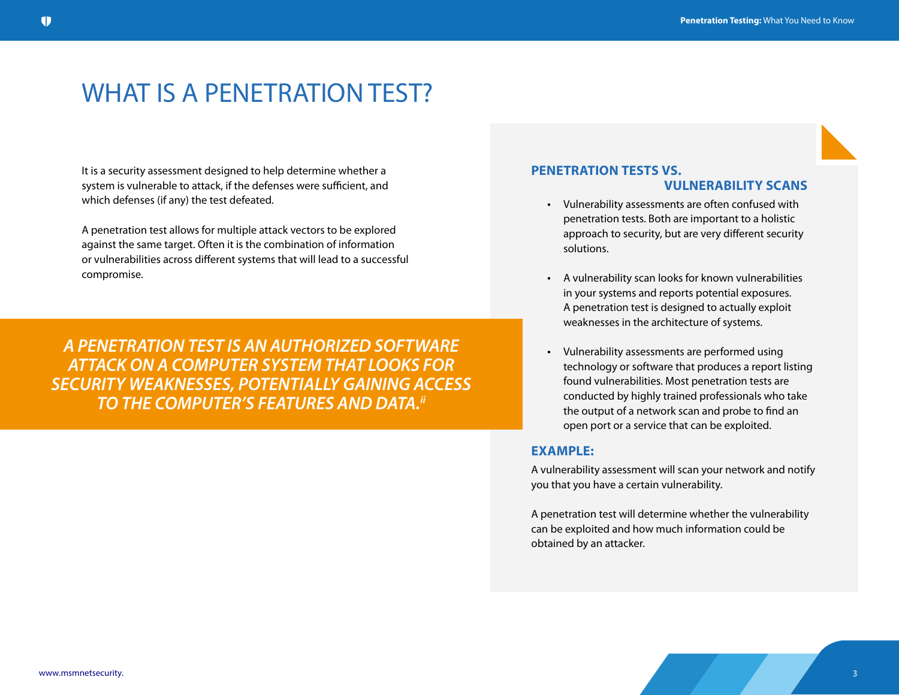# WHAT IS A PENETRATION TEST?

It is a security assessment designed to help determine whether a system is vulnerable to attack, if the defenses were sufficient, and which defenses (if any) the test defeated.

A penetration test allows for multiple attack vectors to be explored against the same target. Often it is the combination of information or vulnerabilities across different systems that will lead to a successful compromise.

***A PENETRATION TEST IS AN AUTHORIZED SOFTWARE ATTACK ON A COMPUTER SYSTEM THAT LOOKS FOR SECURITY WEAKNESSES, POTENTIALLY GAINING ACCESS TO THE COMPUTER'S FEATURES AND DATA.[ii]***

## PENETRATION TESTS VS. VULNERABILITY SCANS

- Vulnerability assessments are often confused with penetration tests. Both are important to a holistic approach to security, but are very different security solutions.
- A vulnerability scan looks for known vulnerabilities in your systems and reports potential exposures. A penetration test is designed to actually exploit weaknesses in the architecture of systems.
- Vulnerability assessments are performed using technology or software that produces a report listing found vulnerabilities. Most penetration tests are conducted by highly trained professionals who take the output of a network scan and probe to find an open port or a service that can be exploited.

### EXAMPLE:

A vulnerability assessment will scan your network and notify you that you have a certain vulnerability.

A penetration test will determine whether the vulnerability can be exploited and how much information could be obtained by an attacker.

www.msmnetsecurity.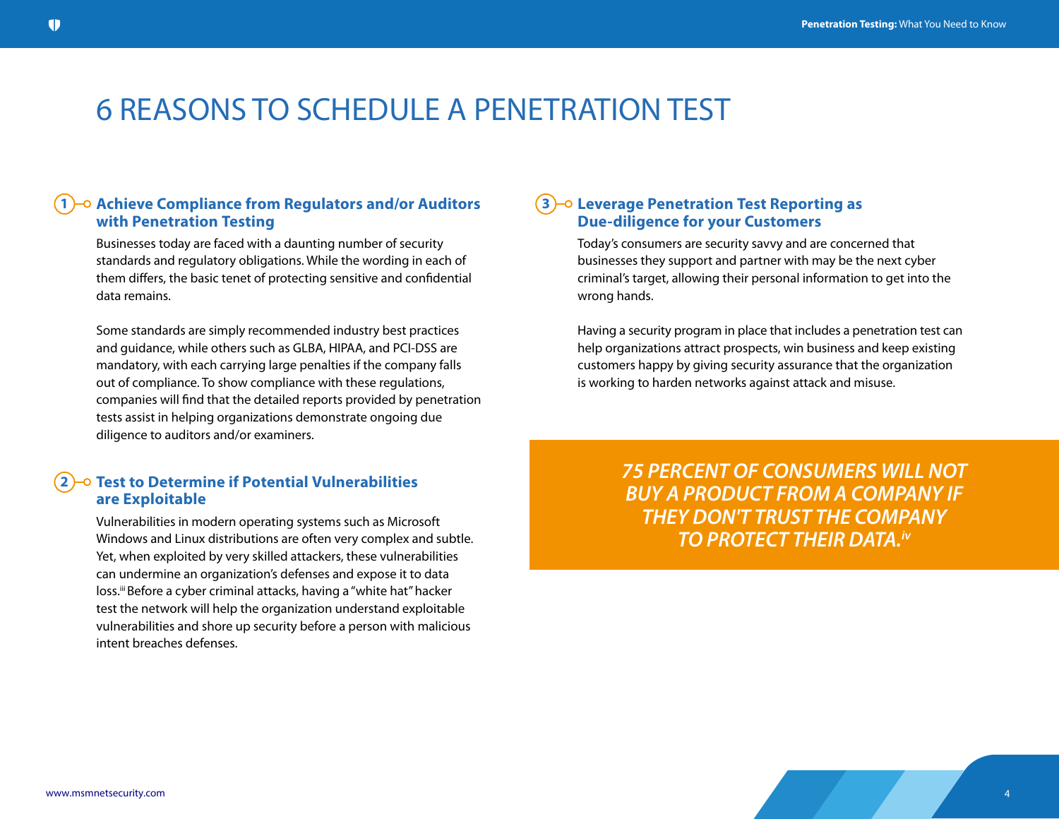# 6 REASONS TO SCHEDULE A PENETRATION TEST

## 1 Achieve Compliance from Regulators and/or Auditors with Penetration Testing

Businesses today are faced with a daunting number of security standards and regulatory obligations. While the wording in each of them differs, the basic tenet of protecting sensitive and confidential data remains.

Some standards are simply recommended industry best practices and guidance, while others such as GLBA, HIPAA, and PCI-DSS are mandatory, with each carrying large penalties if the company falls out of compliance. To show compliance with these regulations, companies will find that the detailed reports provided by penetration tests assist in helping organizations demonstrate ongoing due diligence to auditors and/or examiners.

## 2 Test to Determine if Potential Vulnerabilities are Exploitable

Vulnerabilities in modern operating systems such as Microsoft Windows and Linux distributions are often very complex and subtle. Yet, when exploited by very skilled attackers, these vulnerabilities can undermine an organization's defenses and expose it to data loss.[iii] Before a cyber criminal attacks, having a "white hat" hacker test the network will help the organization understand exploitable vulnerabilities and shore up security before a person with malicious intent breaches defenses.

## 3 Leverage Penetration Test Reporting as Due-diligence for your Customers

Today's consumers are security savvy and are concerned that businesses they support and partner with may be the next cyber criminal's target, allowing their personal information to get into the wrong hands.

Having a security program in place that includes a penetration test can help organizations attract prospects, win business and keep existing customers happy by giving security assurance that the organization is working to harden networks against attack and misuse.

***75 PERCENT OF CONSUMERS WILL NOT BUY A PRODUCT FROM A COMPANY IF THEY DON'T TRUST THE COMPANY TO PROTECT THEIR DATA.[iv]***

www.msmnetsecurity.com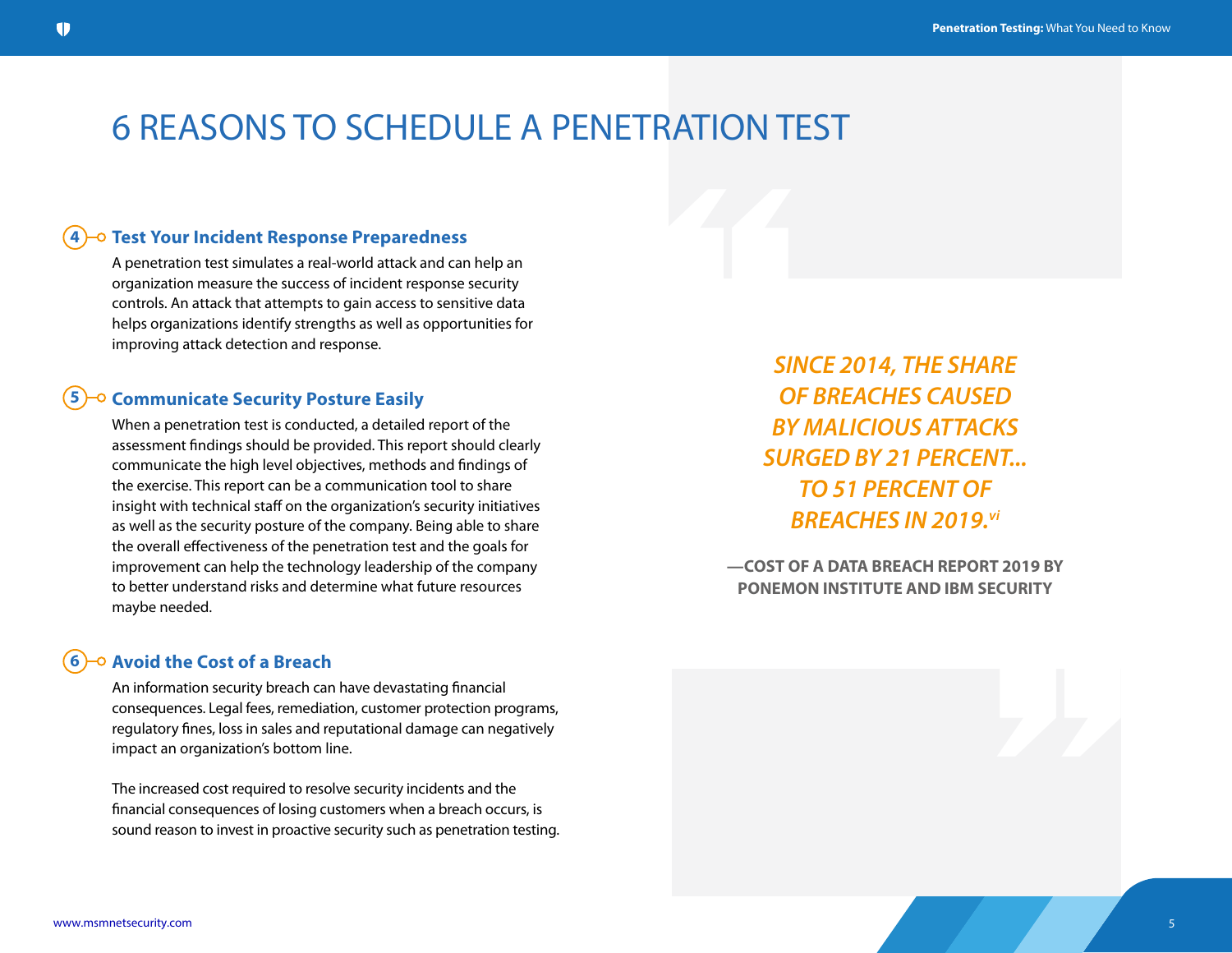# 6 REASONS TO SCHEDULE A PENETRATION TEST

## 4 Test Your Incident Response Preparedness

A penetration test simulates a real-world attack and can help an organization measure the success of incident response security controls. An attack that attempts to gain access to sensitive data helps organizations identify strengths as well as opportunities for improving attack detection and response.

## 5 Communicate Security Posture Easily

When a penetration test is conducted, a detailed report of the assessment findings should be provided. This report should clearly communicate the high level objectives, methods and findings of the exercise. This report can be a communication tool to share insight with technical staff on the organization's security initiatives as well as the security posture of the company. Being able to share the overall effectiveness of the penetration test and the goals for improvement can help the technology leadership of the company to better understand risks and determine what future resources maybe needed.

## 6 Avoid the Cost of a Breach

An information security breach can have devastating financial consequences. Legal fees, remediation, customer protection programs, regulatory fines, loss in sales and reputational damage can negatively impact an organization's bottom line.

The increased cost required to resolve security incidents and the financial consequences of losing customers when a breach occurs, is sound reason to invest in proactive security such as penetration testing.

> *SINCE 2014, THE SHARE OF BREACHES CAUSED BY MALICIOUS ATTACKS SURGED BY 21 PERCENT... TO 51 PERCENT OF BREACHES IN 2019.*[vi]
>
> **—COST OF A DATA BREACH REPORT 2019 BY PONEMON INSTITUTE AND IBM SECURITY**

www.msmnetsecurity.com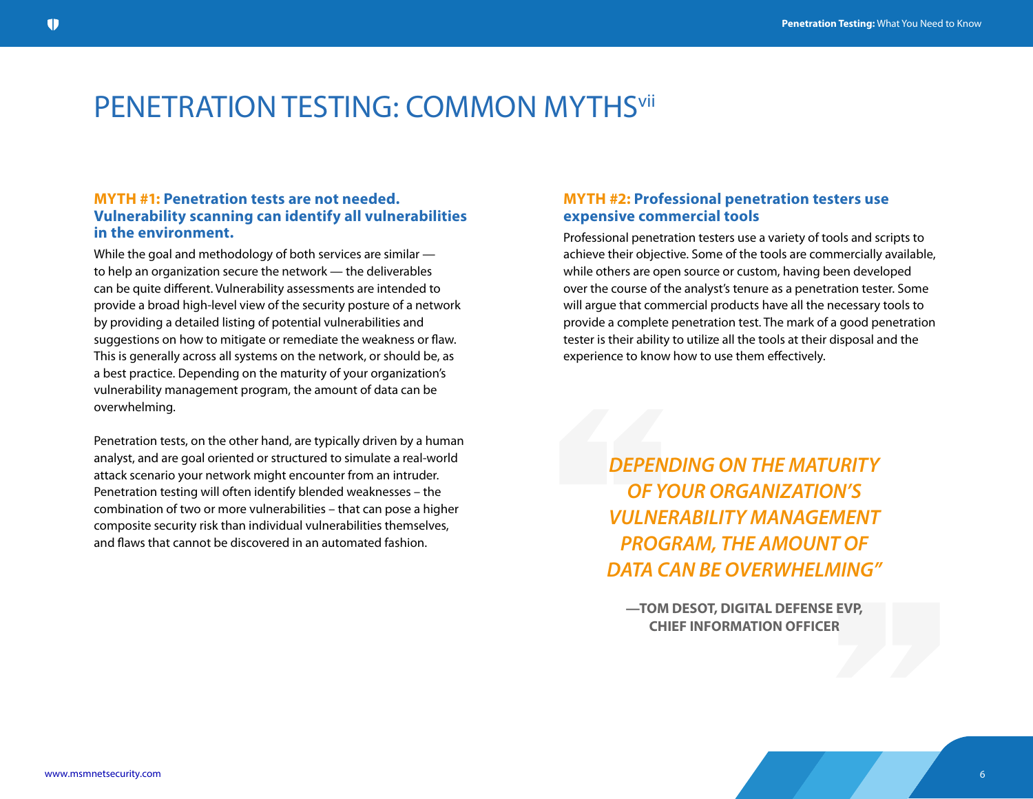# PENETRATION TESTING: COMMON MYTHS[vii]

### MYTH #1: Penetration tests are not needed. Vulnerability scanning can identify all vulnerabilities in the environment.

While the goal and methodology of both services are similar — to help an organization secure the network — the deliverables can be quite different. Vulnerability assessments are intended to provide a broad high-level view of the security posture of a network by providing a detailed listing of potential vulnerabilities and suggestions on how to mitigate or remediate the weakness or flaw. This is generally across all systems on the network, or should be, as a best practice. Depending on the maturity of your organization's vulnerability management program, the amount of data can be overwhelming.

Penetration tests, on the other hand, are typically driven by a human analyst, and are goal oriented or structured to simulate a real-world attack scenario your network might encounter from an intruder. Penetration testing will often identify blended weaknesses – the combination of two or more vulnerabilities – that can pose a higher composite security risk than individual vulnerabilities themselves, and flaws that cannot be discovered in an automated fashion.

### MYTH #2: Professional penetration testers use expensive commercial tools

Professional penetration testers use a variety of tools and scripts to achieve their objective. Some of the tools are commercially available, while others are open source or custom, having been developed over the course of the analyst's tenure as a penetration tester. Some will argue that commercial products have all the necessary tools to provide a complete penetration test. The mark of a good penetration tester is their ability to utilize all the tools at their disposal and the experience to know how to use them effectively.

> *"DEPENDING ON THE MATURITY OF YOUR ORGANIZATION'S VULNERABILITY MANAGEMENT PROGRAM, THE AMOUNT OF DATA CAN BE OVERWHELMING"*
>
> **—TOM DESOT, DIGITAL DEFENSE EVP, CHIEF INFORMATION OFFICER**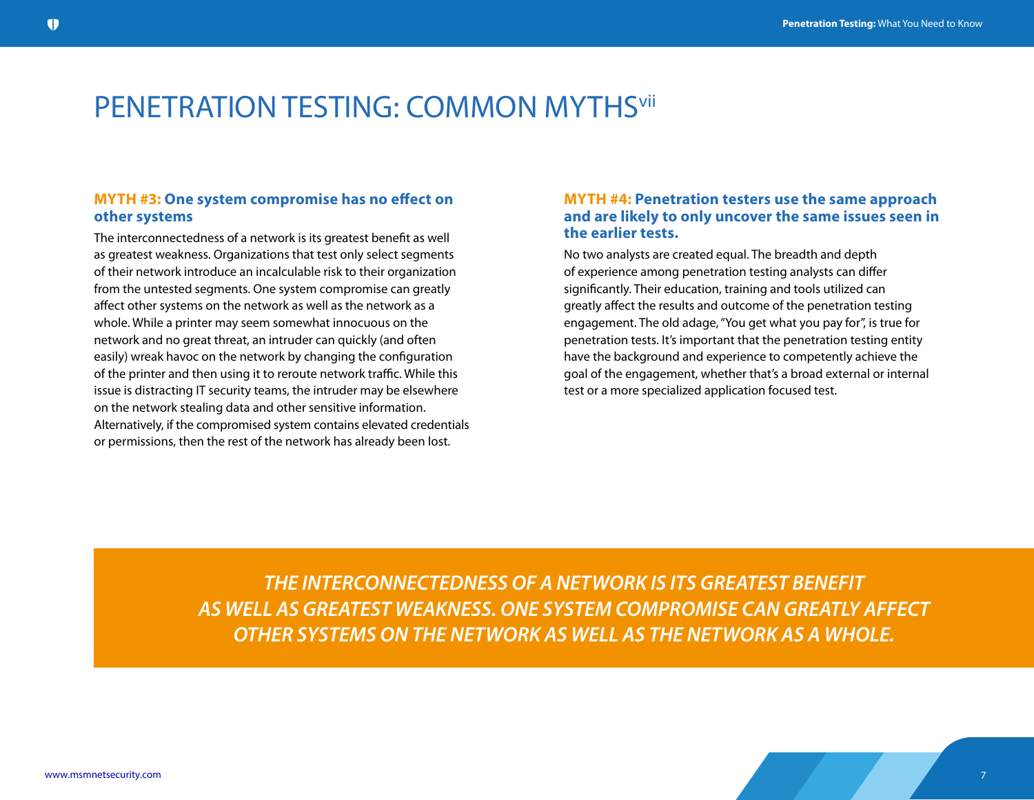# PENETRATION TESTING: COMMON MYTHS[vii]

### MYTH #3: One system compromise has no effect on other systems

The interconnectedness of a network is its greatest benefit as well as greatest weakness. Organizations that test only select segments of their network introduce an incalculable risk to their organization from the untested segments. One system compromise can greatly affect other systems on the network as well as the network as a whole. While a printer may seem somewhat innocuous on the network and no great threat, an intruder can quickly (and often easily) wreak havoc on the network by changing the configuration of the printer and then using it to reroute network traffic. While this issue is distracting IT security teams, the intruder may be elsewhere on the network stealing data and other sensitive information. Alternatively, if the compromised system contains elevated credentials or permissions, then the rest of the network has already been lost.

### MYTH #4: Penetration testers use the same approach and are likely to only uncover the same issues seen in the earlier tests.

No two analysts are created equal. The breadth and depth of experience among penetration testing analysts can differ significantly. Their education, training and tools utilized can greatly affect the results and outcome of the penetration testing engagement. The old adage, "You get what you pay for", is true for penetration tests. It's important that the penetration testing entity have the background and experience to competently achieve the goal of the engagement, whether that's a broad external or internal test or a more specialized application focused test.

***THE INTERCONNECTEDNESS OF A NETWORK IS ITS GREATEST BENEFIT AS WELL AS GREATEST WEAKNESS. ONE SYSTEM COMPROMISE CAN GREATLY AFFECT OTHER SYSTEMS ON THE NETWORK AS WELL AS THE NETWORK AS A WHOLE.***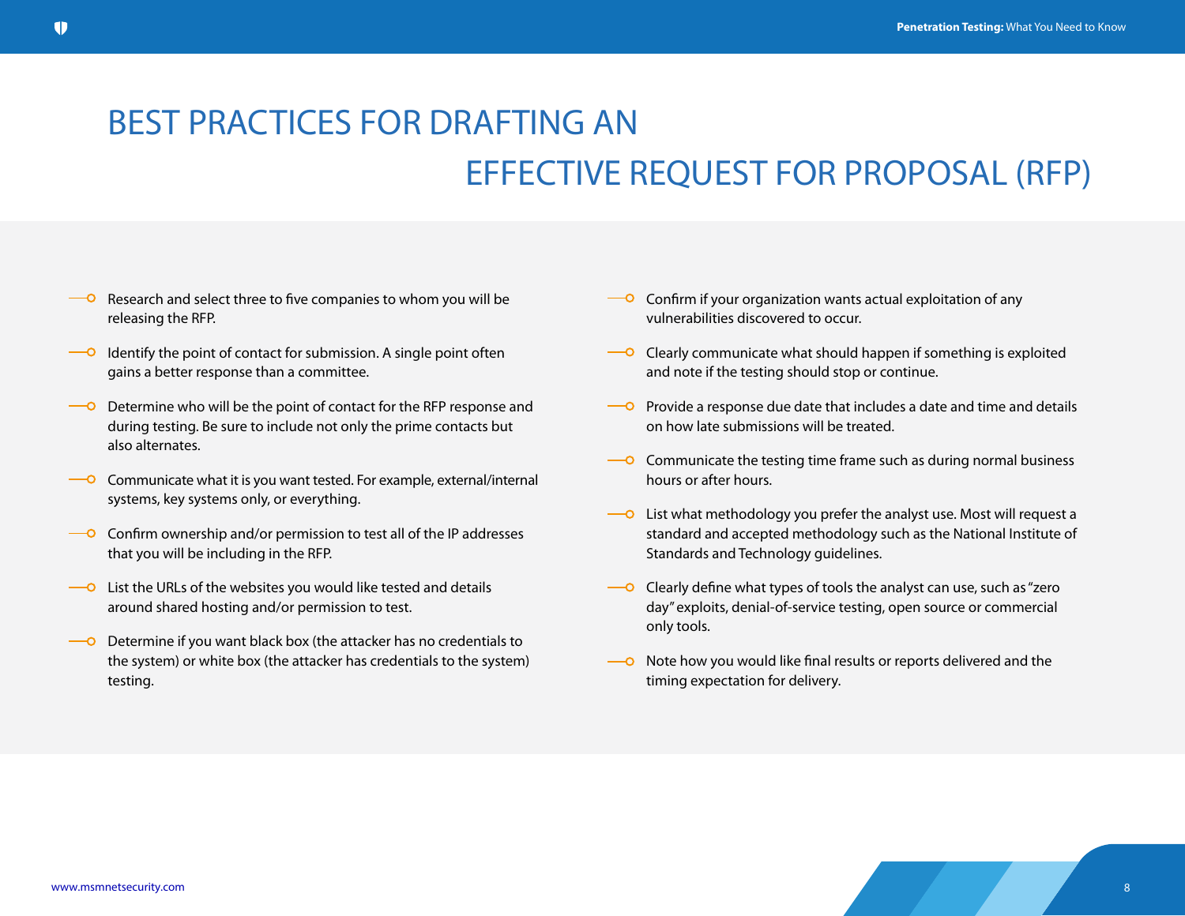# BEST PRACTICES FOR DRAFTING AN EFFECTIVE REQUEST FOR PROPOSAL (RFP)

- Research and select three to five companies to whom you will be releasing the RFP.
- Identify the point of contact for submission. A single point often gains a better response than a committee.
- Determine who will be the point of contact for the RFP response and during testing. Be sure to include not only the prime contacts but also alternates.
- Communicate what it is you want tested. For example, external/internal systems, key systems only, or everything.
- Confirm ownership and/or permission to test all of the IP addresses that you will be including in the RFP.
- List the URLs of the websites you would like tested and details around shared hosting and/or permission to test.
- Determine if you want black box (the attacker has no credentials to the system) or white box (the attacker has credentials to the system) testing.
- Confirm if your organization wants actual exploitation of any vulnerabilities discovered to occur.
- Clearly communicate what should happen if something is exploited and note if the testing should stop or continue.
- Provide a response due date that includes a date and time and details on how late submissions will be treated.
- Communicate the testing time frame such as during normal business hours or after hours.
- List what methodology you prefer the analyst use. Most will request a standard and accepted methodology such as the National Institute of Standards and Technology guidelines.
- Clearly define what types of tools the analyst can use, such as "zero day" exploits, denial-of-service testing, open source or commercial only tools.
- Note how you would like final results or reports delivered and the timing expectation for delivery.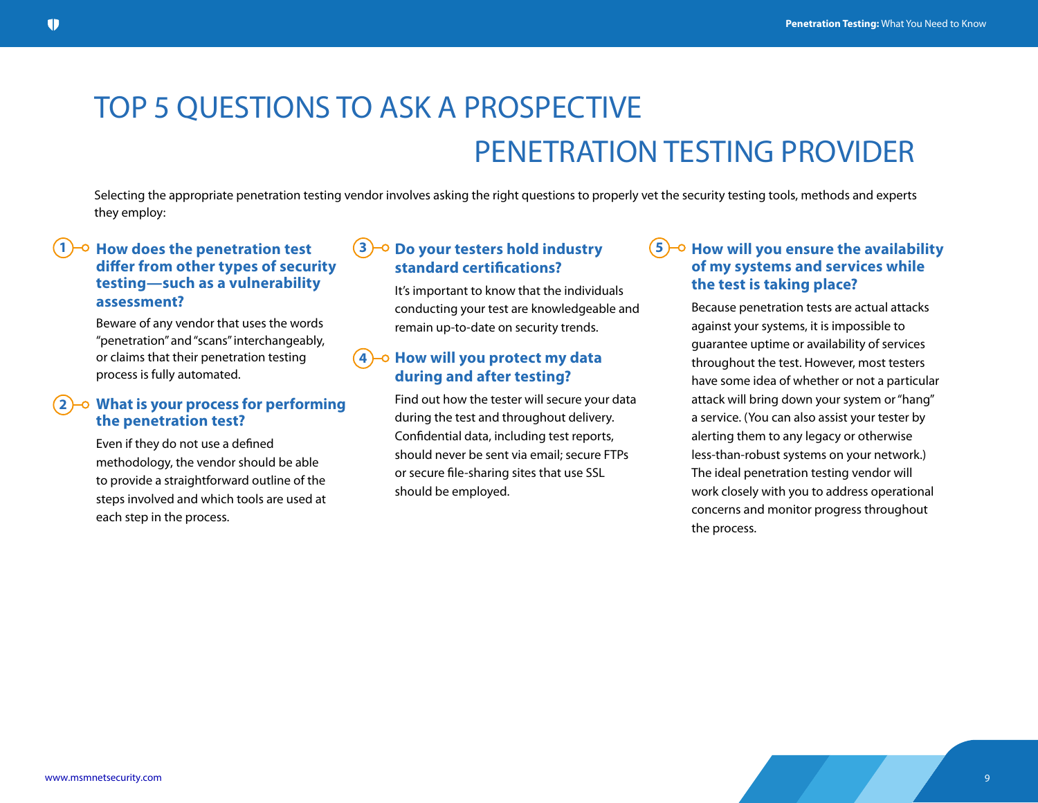# TOP 5 QUESTIONS TO ASK A PROSPECTIVE PENETRATION TESTING PROVIDER

Selecting the appropriate penetration testing vendor involves asking the right questions to properly vet the security testing tools, methods and experts they employ:

### 1. How does the penetration test differ from other types of security testing—such as a vulnerability assessment?

Beware of any vendor that uses the words "penetration" and "scans" interchangeably, or claims that their penetration testing process is fully automated.

### 2. What is your process for performing the penetration test?

Even if they do not use a defined methodology, the vendor should be able to provide a straightforward outline of the steps involved and which tools are used at each step in the process.

### 3. Do your testers hold industry standard certifications?

It's important to know that the individuals conducting your test are knowledgeable and remain up-to-date on security trends.

### 4. How will you protect my data during and after testing?

Find out how the tester will secure your data during the test and throughout delivery. Confidential data, including test reports, should never be sent via email; secure FTPs or secure file-sharing sites that use SSL should be employed.

### 5. How will you ensure the availability of my systems and services while the test is taking place?

Because penetration tests are actual attacks against your systems, it is impossible to guarantee uptime or availability of services throughout the test. However, most testers have some idea of whether or not a particular attack will bring down your system or "hang" a service. (You can also assist your tester by alerting them to any legacy or otherwise less-than-robust systems on your network.) The ideal penetration testing vendor will work closely with you to address operational concerns and monitor progress throughout the process.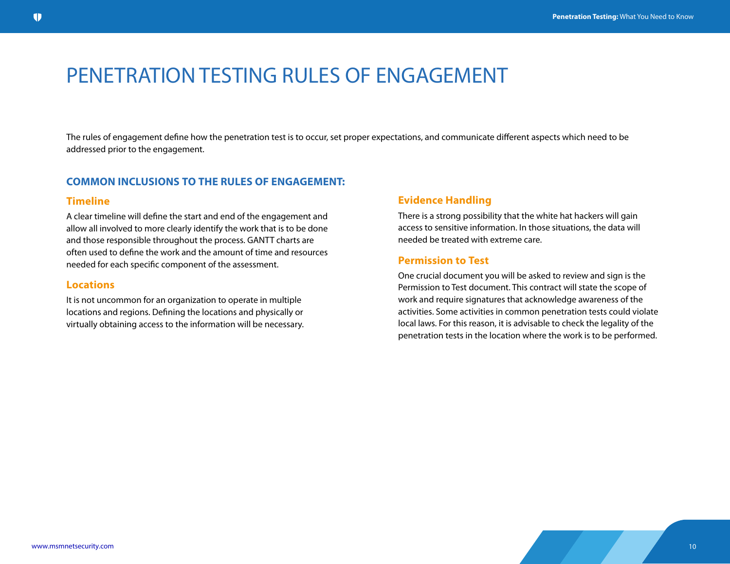# PENETRATION TESTING RULES OF ENGAGEMENT

The rules of engagement define how the penetration test is to occur, set proper expectations, and communicate different aspects which need to be addressed prior to the engagement.

## COMMON INCLUSIONS TO THE RULES OF ENGAGEMENT:

### Timeline

A clear timeline will define the start and end of the engagement and allow all involved to more clearly identify the work that is to be done and those responsible throughout the process. GANTT charts are often used to define the work and the amount of time and resources needed for each specific component of the assessment.

### Locations

It is not uncommon for an organization to operate in multiple locations and regions. Defining the locations and physically or virtually obtaining access to the information will be necessary.

### Evidence Handling

There is a strong possibility that the white hat hackers will gain access to sensitive information. In those situations, the data will needed be treated with extreme care.

### Permission to Test

One crucial document you will be asked to review and sign is the Permission to Test document. This contract will state the scope of work and require signatures that acknowledge awareness of the activities. Some activities in common penetration tests could violate local laws. For this reason, it is advisable to check the legality of the penetration tests in the location where the work is to be performed.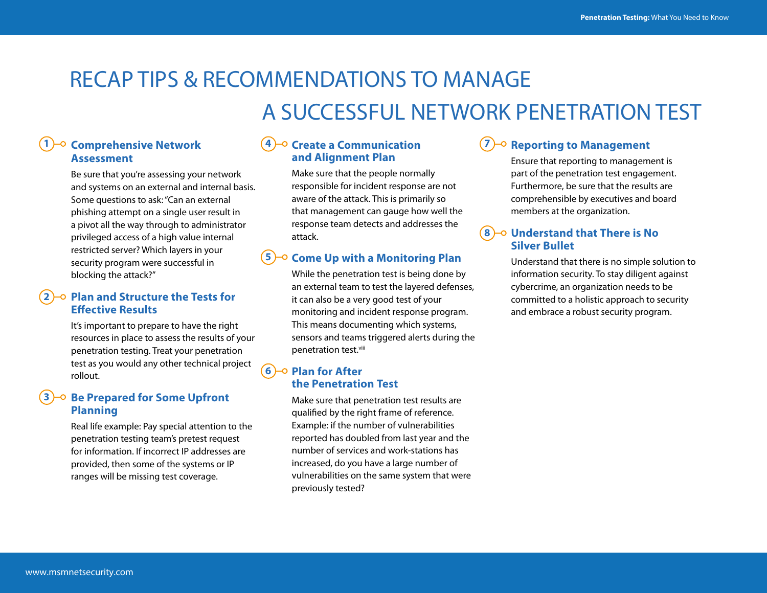# RECAP TIPS & RECOMMENDATIONS TO MANAGE A SUCCESSFUL NETWORK PENETRATION TEST

## 1 Comprehensive Network Assessment

Be sure that you're assessing your network and systems on an external and internal basis. Some questions to ask: "Can an external phishing attempt on a single user result in a pivot all the way through to administrator privileged access of a high value internal restricted server? Which layers in your security program were successful in blocking the attack?"

## 2 Plan and Structure the Tests for Effective Results

It's important to prepare to have the right resources in place to assess the results of your penetration testing. Treat your penetration test as you would any other technical project rollout.

## 3 Be Prepared for Some Upfront Planning

Real life example: Pay special attention to the penetration testing team's pretest request for information. If incorrect IP addresses are provided, then some of the systems or IP ranges will be missing test coverage.

## 4 Create a Communication and Alignment Plan

Make sure that the people normally responsible for incident response are not aware of the attack. This is primarily so that management can gauge how well the response team detects and addresses the attack.

## 5 Come Up with a Monitoring Plan

While the penetration test is being done by an external team to test the layered defenses, it can also be a very good test of your monitoring and incident response program. This means documenting which systems, sensors and teams triggered alerts during the penetration test.[viii]

## 6 Plan for After the Penetration Test

Make sure that penetration test results are qualified by the right frame of reference. Example: if the number of vulnerabilities reported has doubled from last year and the number of services and work-stations has increased, do you have a large number of vulnerabilities on the same system that were previously tested?

## 7 Reporting to Management

Ensure that reporting to management is part of the penetration test engagement. Furthermore, be sure that the results are comprehensible by executives and board members at the organization.

## 8 Understand that There is No Silver Bullet

Understand that there is no simple solution to information security. To stay diligent against cybercrime, an organization needs to be committed to a holistic approach to security and embrace a robust security program.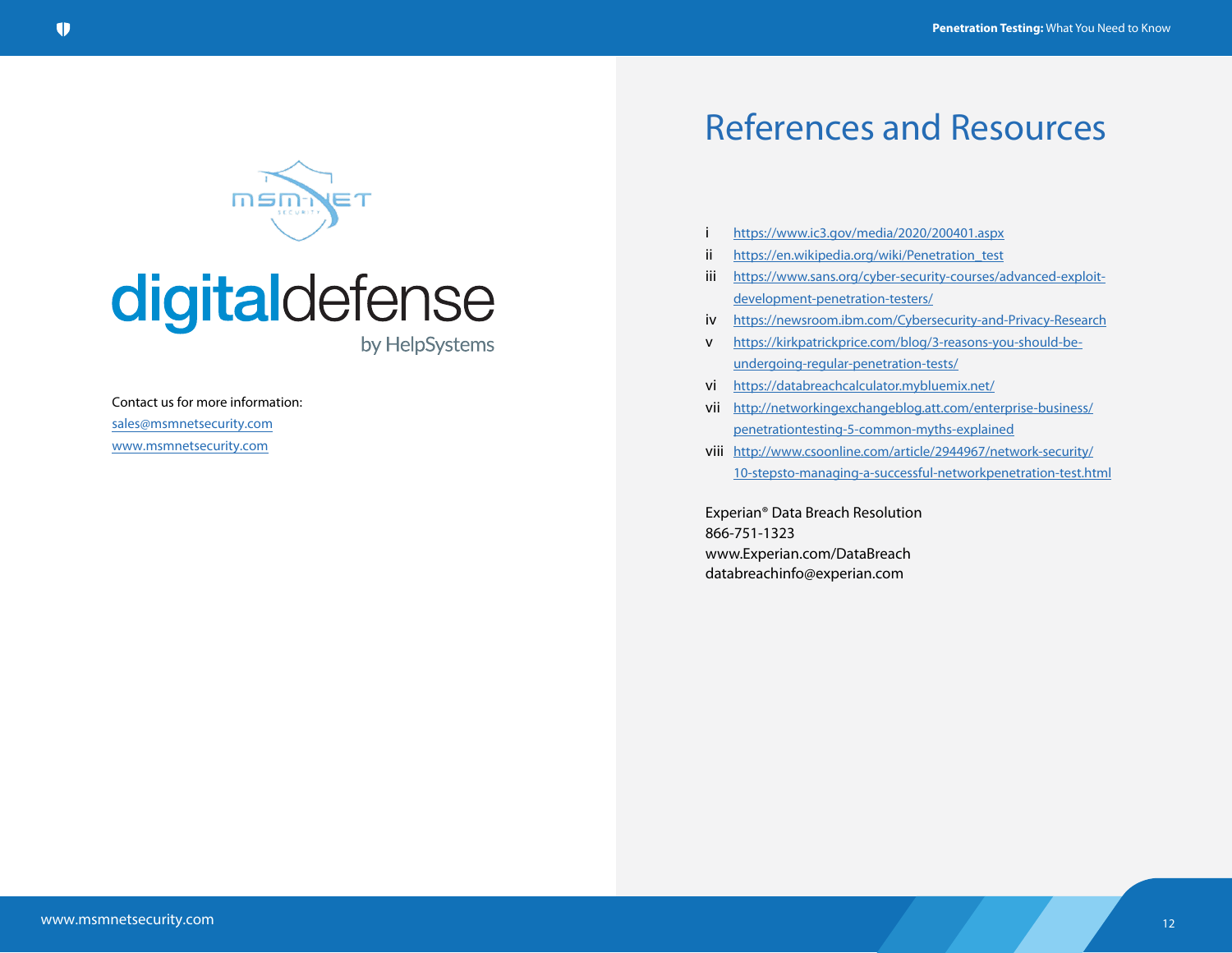digitaldefense
by HelpSystems

Contact us for more information:
sales@msmnetsecurity.com
www.msmnetsecurity.com

# References and Resources

i https://www.ic3.gov/media/2020/200401.aspx

ii https://en.wikipedia.org/wiki/Penetration_test

iii https://www.sans.org/cyber-security-courses/advanced-exploit-development-penetration-testers/

iv https://newsroom.ibm.com/Cybersecurity-and-Privacy-Research

v https://kirkpatrickprice.com/blog/3-reasons-you-should-be-undergoing-regular-penetration-tests/

vi https://databreachcalculator.mybluemix.net/

vii http://networkingexchangeblog.att.com/enterprise-business/penetrationtesting-5-common-myths-explained

viii http://www.csoonline.com/article/2944967/network-security/10-stepsto-managing-a-successful-networkpenetration-test.html

Experian® Data Breach Resolution
866-751-1323
www.Experian.com/DataBreach
databreachinfo@experian.com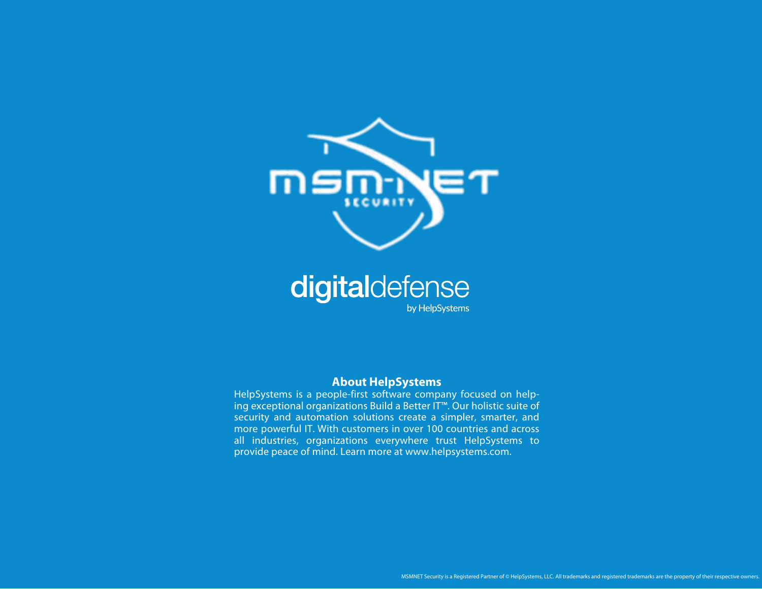MSM-NET SECURITY

**digital**defense
by HelpSystems

## About HelpSystems

HelpSystems is a people-first software company focused on helping exceptional organizations Build a Better IT™. Our holistic suite of security and automation solutions create a simpler, smarter, and more powerful IT. With customers in over 100 countries and across all industries, organizations everywhere trust HelpSystems to provide peace of mind. Learn more at www.helpsystems.com.

MSMNET Security is a Registered Partner of © HelpSystems, LLC. All trademarks and registered trademarks are the property of their respective owners.